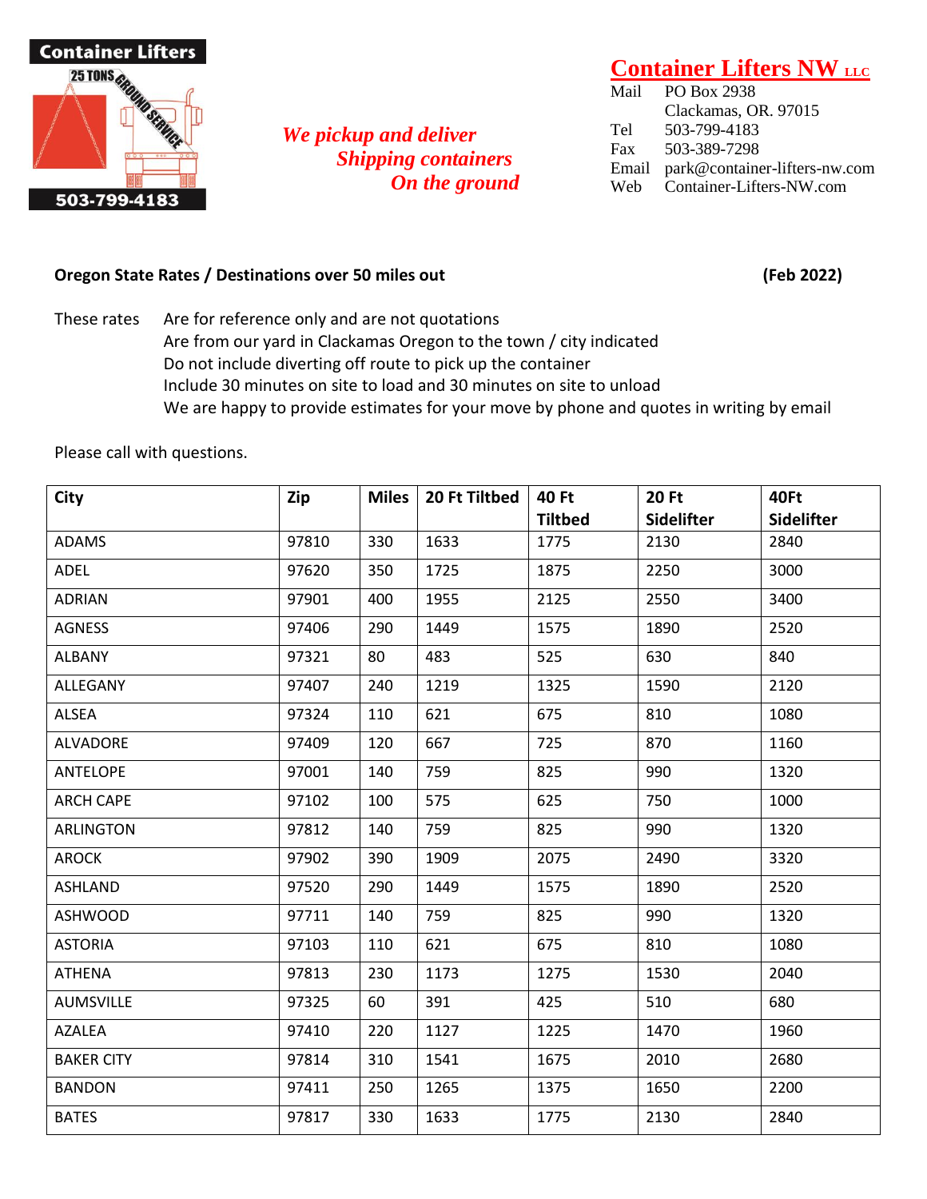Container Lifters

25 TONS GROUND SERVICE

503-799-4183

*We pickup and deliver*
*Shipping containers*
*On the ground*

## Container Lifters NW LLC

Mail PO Box 2938
Clackamas, OR. 97015
Tel 503-799-4183
Fax 503-389-7298
Email park@container-lifters-nw.com
Web Container-Lifters-NW.com

**Oregon State Rates / Destinations over 50 miles out** **(Feb 2022)**

These rates
- Are for reference only and are not quotations
- Are from our yard in Clackamas Oregon to the town / city indicated
- Do not include diverting off route to pick up the container
- Include 30 minutes on site to load and 30 minutes on site to unload
- We are happy to provide estimates for your move by phone and quotes in writing by email

Please call with questions.

| City | Zip | Miles | 20 Ft Tiltbed | 40 Ft Tiltbed | 20 Ft Sidelifter | 40Ft Sidelifter |
|---|---|---|---|---|---|---|
| ADAMS | 97810 | 330 | 1633 | 1775 | 2130 | 2840 |
| ADEL | 97620 | 350 | 1725 | 1875 | 2250 | 3000 |
| ADRIAN | 97901 | 400 | 1955 | 2125 | 2550 | 3400 |
| AGNESS | 97406 | 290 | 1449 | 1575 | 1890 | 2520 |
| ALBANY | 97321 | 80 | 483 | 525 | 630 | 840 |
| ALLEGANY | 97407 | 240 | 1219 | 1325 | 1590 | 2120 |
| ALSEA | 97324 | 110 | 621 | 675 | 810 | 1080 |
| ALVADORE | 97409 | 120 | 667 | 725 | 870 | 1160 |
| ANTELOPE | 97001 | 140 | 759 | 825 | 990 | 1320 |
| ARCH CAPE | 97102 | 100 | 575 | 625 | 750 | 1000 |
| ARLINGTON | 97812 | 140 | 759 | 825 | 990 | 1320 |
| AROCK | 97902 | 390 | 1909 | 2075 | 2490 | 3320 |
| ASHLAND | 97520 | 290 | 1449 | 1575 | 1890 | 2520 |
| ASHWOOD | 97711 | 140 | 759 | 825 | 990 | 1320 |
| ASTORIA | 97103 | 110 | 621 | 675 | 810 | 1080 |
| ATHENA | 97813 | 230 | 1173 | 1275 | 1530 | 2040 |
| AUMSVILLE | 97325 | 60 | 391 | 425 | 510 | 680 |
| AZALEA | 97410 | 220 | 1127 | 1225 | 1470 | 1960 |
| BAKER CITY | 97814 | 310 | 1541 | 1675 | 2010 | 2680 |
| BANDON | 97411 | 250 | 1265 | 1375 | 1650 | 2200 |
| BATES | 97817 | 330 | 1633 | 1775 | 2130 | 2840 |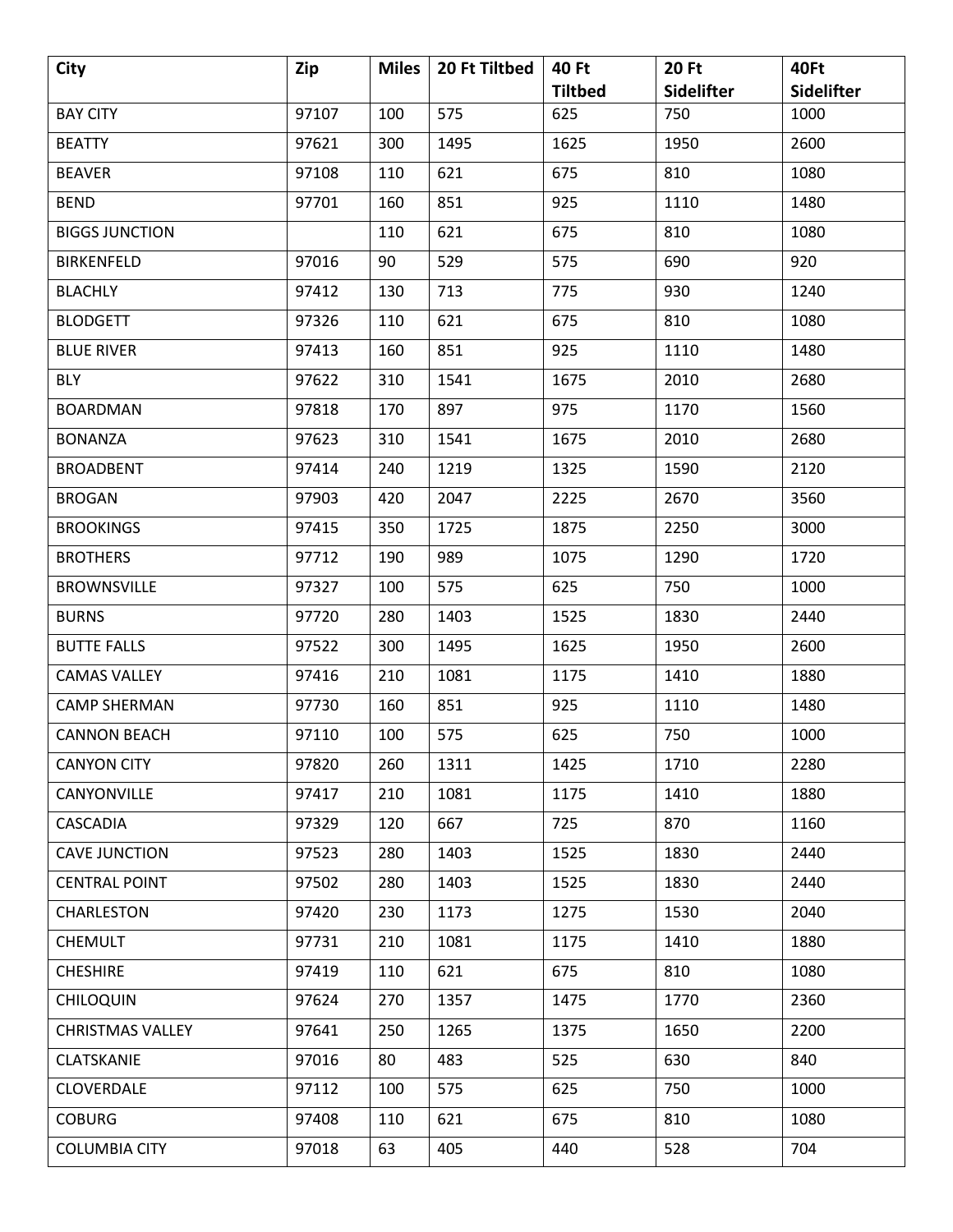| City | Zip | Miles | 20 Ft Tiltbed | 40 Ft Tiltbed | 20 Ft Sidelifter | 40Ft Sidelifter |
|---|---|---|---|---|---|---|
| BAY CITY | 97107 | 100 | 575 | 625 | 750 | 1000 |
| BEATTY | 97621 | 300 | 1495 | 1625 | 1950 | 2600 |
| BEAVER | 97108 | 110 | 621 | 675 | 810 | 1080 |
| BEND | 97701 | 160 | 851 | 925 | 1110 | 1480 |
| BIGGS JUNCTION | | 110 | 621 | 675 | 810 | 1080 |
| BIRKENFELD | 97016 | 90 | 529 | 575 | 690 | 920 |
| BLACHLY | 97412 | 130 | 713 | 775 | 930 | 1240 |
| BLODGETT | 97326 | 110 | 621 | 675 | 810 | 1080 |
| BLUE RIVER | 97413 | 160 | 851 | 925 | 1110 | 1480 |
| BLY | 97622 | 310 | 1541 | 1675 | 2010 | 2680 |
| BOARDMAN | 97818 | 170 | 897 | 975 | 1170 | 1560 |
| BONANZA | 97623 | 310 | 1541 | 1675 | 2010 | 2680 |
| BROADBENT | 97414 | 240 | 1219 | 1325 | 1590 | 2120 |
| BROGAN | 97903 | 420 | 2047 | 2225 | 2670 | 3560 |
| BROOKINGS | 97415 | 350 | 1725 | 1875 | 2250 | 3000 |
| BROTHERS | 97712 | 190 | 989 | 1075 | 1290 | 1720 |
| BROWNSVILLE | 97327 | 100 | 575 | 625 | 750 | 1000 |
| BURNS | 97720 | 280 | 1403 | 1525 | 1830 | 2440 |
| BUTTE FALLS | 97522 | 300 | 1495 | 1625 | 1950 | 2600 |
| CAMAS VALLEY | 97416 | 210 | 1081 | 1175 | 1410 | 1880 |
| CAMP SHERMAN | 97730 | 160 | 851 | 925 | 1110 | 1480 |
| CANNON BEACH | 97110 | 100 | 575 | 625 | 750 | 1000 |
| CANYON CITY | 97820 | 260 | 1311 | 1425 | 1710 | 2280 |
| CANYONVILLE | 97417 | 210 | 1081 | 1175 | 1410 | 1880 |
| CASCADIA | 97329 | 120 | 667 | 725 | 870 | 1160 |
| CAVE JUNCTION | 97523 | 280 | 1403 | 1525 | 1830 | 2440 |
| CENTRAL POINT | 97502 | 280 | 1403 | 1525 | 1830 | 2440 |
| CHARLESTON | 97420 | 230 | 1173 | 1275 | 1530 | 2040 |
| CHEMULT | 97731 | 210 | 1081 | 1175 | 1410 | 1880 |
| CHESHIRE | 97419 | 110 | 621 | 675 | 810 | 1080 |
| CHILOQUIN | 97624 | 270 | 1357 | 1475 | 1770 | 2360 |
| CHRISTMAS VALLEY | 97641 | 250 | 1265 | 1375 | 1650 | 2200 |
| CLATSKANIE | 97016 | 80 | 483 | 525 | 630 | 840 |
| CLOVERDALE | 97112 | 100 | 575 | 625 | 750 | 1000 |
| COBURG | 97408 | 110 | 621 | 675 | 810 | 1080 |
| COLUMBIA CITY | 97018 | 63 | 405 | 440 | 528 | 704 |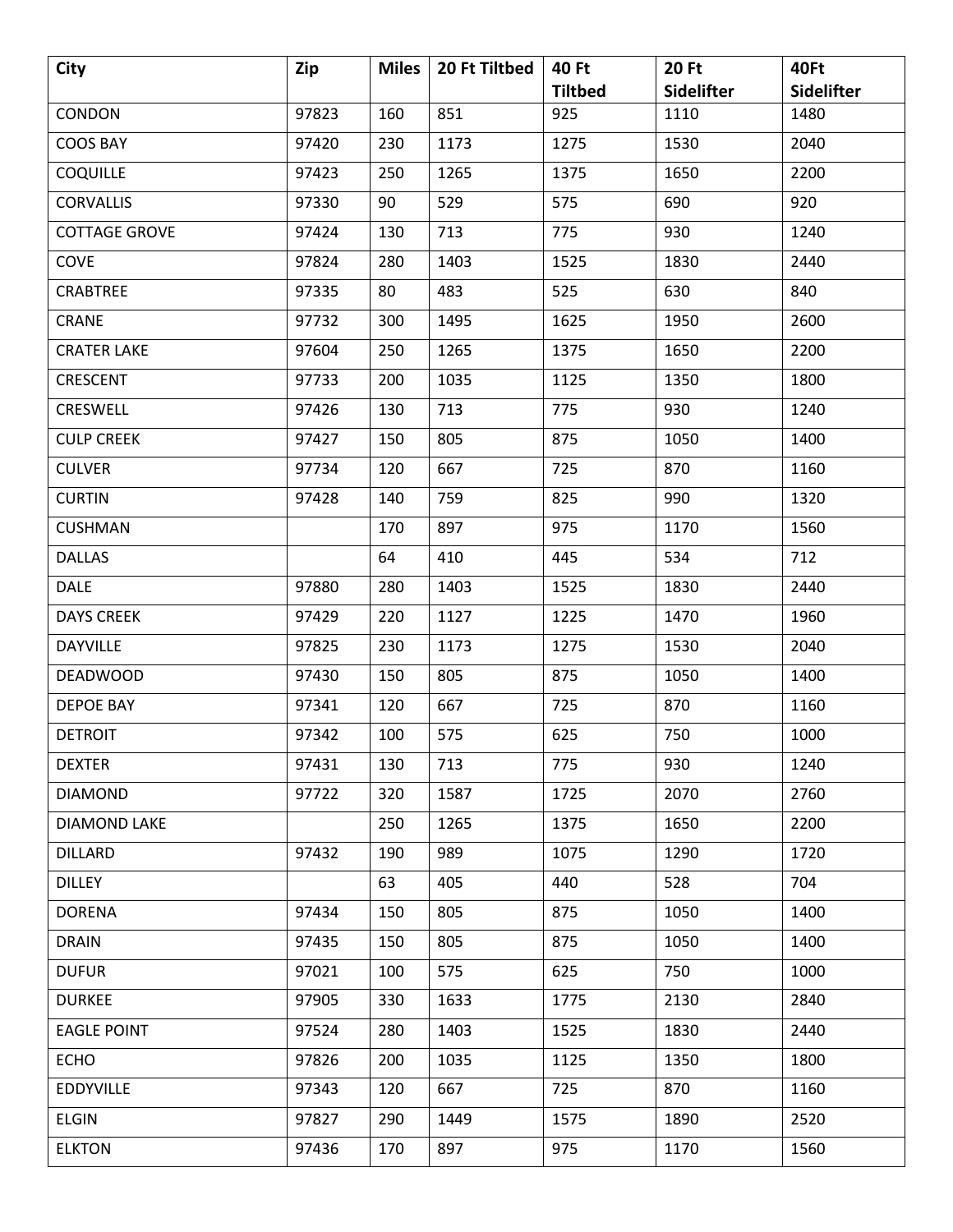| City | Zip | Miles | 20 Ft Tiltbed | 40 Ft Tiltbed | 20 Ft Sidelifter | 40Ft Sidelifter |
|---|---|---|---|---|---|---|
| CONDON | 97823 | 160 | 851 | 925 | 1110 | 1480 |
| COOS BAY | 97420 | 230 | 1173 | 1275 | 1530 | 2040 |
| COQUILLE | 97423 | 250 | 1265 | 1375 | 1650 | 2200 |
| CORVALLIS | 97330 | 90 | 529 | 575 | 690 | 920 |
| COTTAGE GROVE | 97424 | 130 | 713 | 775 | 930 | 1240 |
| COVE | 97824 | 280 | 1403 | 1525 | 1830 | 2440 |
| CRABTREE | 97335 | 80 | 483 | 525 | 630 | 840 |
| CRANE | 97732 | 300 | 1495 | 1625 | 1950 | 2600 |
| CRATER LAKE | 97604 | 250 | 1265 | 1375 | 1650 | 2200 |
| CRESCENT | 97733 | 200 | 1035 | 1125 | 1350 | 1800 |
| CRESWELL | 97426 | 130 | 713 | 775 | 930 | 1240 |
| CULP CREEK | 97427 | 150 | 805 | 875 | 1050 | 1400 |
| CULVER | 97734 | 120 | 667 | 725 | 870 | 1160 |
| CURTIN | 97428 | 140 | 759 | 825 | 990 | 1320 |
| CUSHMAN | | 170 | 897 | 975 | 1170 | 1560 |
| DALLAS | | 64 | 410 | 445 | 534 | 712 |
| DALE | 97880 | 280 | 1403 | 1525 | 1830 | 2440 |
| DAYS CREEK | 97429 | 220 | 1127 | 1225 | 1470 | 1960 |
| DAYVILLE | 97825 | 230 | 1173 | 1275 | 1530 | 2040 |
| DEADWOOD | 97430 | 150 | 805 | 875 | 1050 | 1400 |
| DEPOE BAY | 97341 | 120 | 667 | 725 | 870 | 1160 |
| DETROIT | 97342 | 100 | 575 | 625 | 750 | 1000 |
| DEXTER | 97431 | 130 | 713 | 775 | 930 | 1240 |
| DIAMOND | 97722 | 320 | 1587 | 1725 | 2070 | 2760 |
| DIAMOND LAKE | | 250 | 1265 | 1375 | 1650 | 2200 |
| DILLARD | 97432 | 190 | 989 | 1075 | 1290 | 1720 |
| DILLEY | | 63 | 405 | 440 | 528 | 704 |
| DORENA | 97434 | 150 | 805 | 875 | 1050 | 1400 |
| DRAIN | 97435 | 150 | 805 | 875 | 1050 | 1400 |
| DUFUR | 97021 | 100 | 575 | 625 | 750 | 1000 |
| DURKEE | 97905 | 330 | 1633 | 1775 | 2130 | 2840 |
| EAGLE POINT | 97524 | 280 | 1403 | 1525 | 1830 | 2440 |
| ECHO | 97826 | 200 | 1035 | 1125 | 1350 | 1800 |
| EDDYVILLE | 97343 | 120 | 667 | 725 | 870 | 1160 |
| ELGIN | 97827 | 290 | 1449 | 1575 | 1890 | 2520 |
| ELKTON | 97436 | 170 | 897 | 975 | 1170 | 1560 |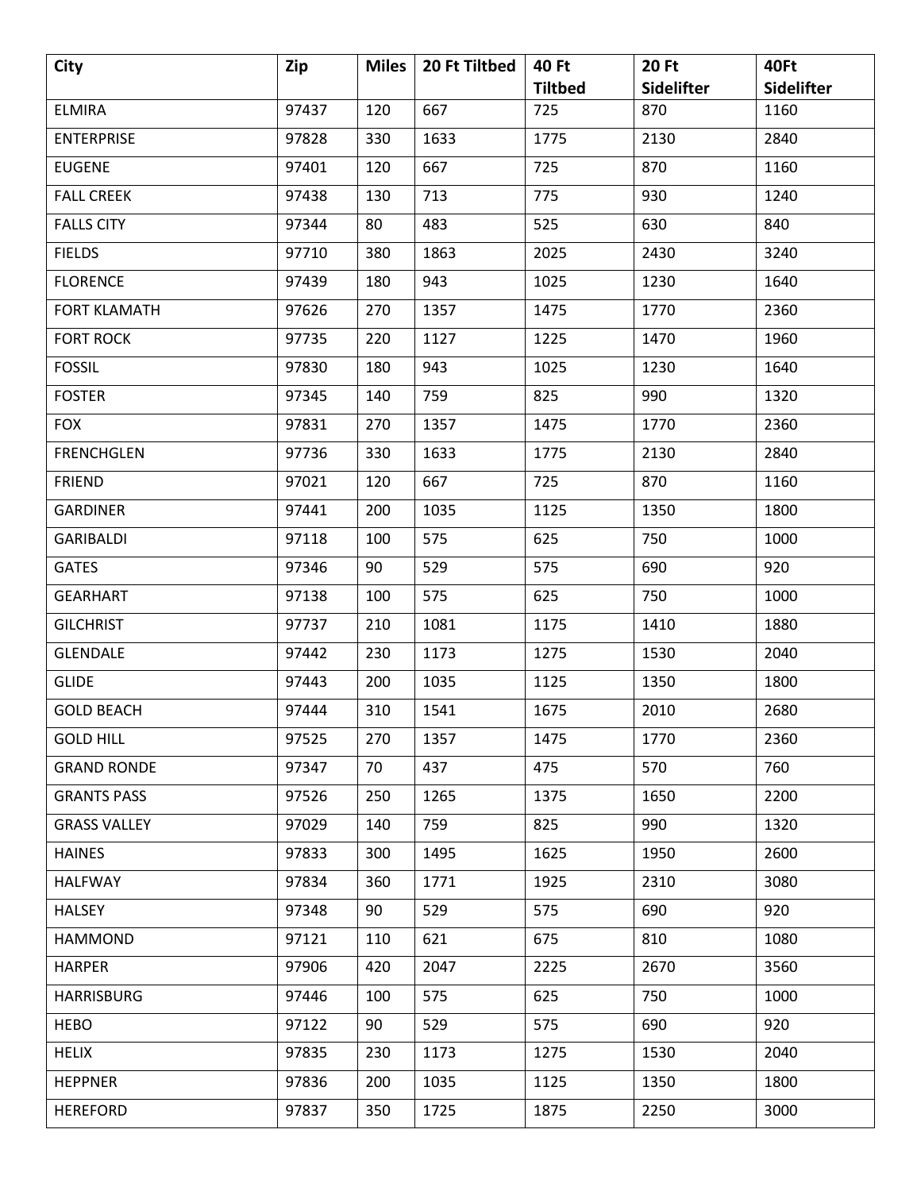| City | Zip | Miles | 20 Ft Tiltbed | 40 Ft Tiltbed | 20 Ft Sidelifter | 40Ft Sidelifter |
|---|---|---|---|---|---|---|
| ELMIRA | 97437 | 120 | 667 | 725 | 870 | 1160 |
| ENTERPRISE | 97828 | 330 | 1633 | 1775 | 2130 | 2840 |
| EUGENE | 97401 | 120 | 667 | 725 | 870 | 1160 |
| FALL CREEK | 97438 | 130 | 713 | 775 | 930 | 1240 |
| FALLS CITY | 97344 | 80 | 483 | 525 | 630 | 840 |
| FIELDS | 97710 | 380 | 1863 | 2025 | 2430 | 3240 |
| FLORENCE | 97439 | 180 | 943 | 1025 | 1230 | 1640 |
| FORT KLAMATH | 97626 | 270 | 1357 | 1475 | 1770 | 2360 |
| FORT ROCK | 97735 | 220 | 1127 | 1225 | 1470 | 1960 |
| FOSSIL | 97830 | 180 | 943 | 1025 | 1230 | 1640 |
| FOSTER | 97345 | 140 | 759 | 825 | 990 | 1320 |
| FOX | 97831 | 270 | 1357 | 1475 | 1770 | 2360 |
| FRENCHGLEN | 97736 | 330 | 1633 | 1775 | 2130 | 2840 |
| FRIEND | 97021 | 120 | 667 | 725 | 870 | 1160 |
| GARDINER | 97441 | 200 | 1035 | 1125 | 1350 | 1800 |
| GARIBALDI | 97118 | 100 | 575 | 625 | 750 | 1000 |
| GATES | 97346 | 90 | 529 | 575 | 690 | 920 |
| GEARHART | 97138 | 100 | 575 | 625 | 750 | 1000 |
| GILCHRIST | 97737 | 210 | 1081 | 1175 | 1410 | 1880 |
| GLENDALE | 97442 | 230 | 1173 | 1275 | 1530 | 2040 |
| GLIDE | 97443 | 200 | 1035 | 1125 | 1350 | 1800 |
| GOLD BEACH | 97444 | 310 | 1541 | 1675 | 2010 | 2680 |
| GOLD HILL | 97525 | 270 | 1357 | 1475 | 1770 | 2360 |
| GRAND RONDE | 97347 | 70 | 437 | 475 | 570 | 760 |
| GRANTS PASS | 97526 | 250 | 1265 | 1375 | 1650 | 2200 |
| GRASS VALLEY | 97029 | 140 | 759 | 825 | 990 | 1320 |
| HAINES | 97833 | 300 | 1495 | 1625 | 1950 | 2600 |
| HALFWAY | 97834 | 360 | 1771 | 1925 | 2310 | 3080 |
| HALSEY | 97348 | 90 | 529 | 575 | 690 | 920 |
| HAMMOND | 97121 | 110 | 621 | 675 | 810 | 1080 |
| HARPER | 97906 | 420 | 2047 | 2225 | 2670 | 3560 |
| HARRISBURG | 97446 | 100 | 575 | 625 | 750 | 1000 |
| HEBO | 97122 | 90 | 529 | 575 | 690 | 920 |
| HELIX | 97835 | 230 | 1173 | 1275 | 1530 | 2040 |
| HEPPNER | 97836 | 200 | 1035 | 1125 | 1350 | 1800 |
| HEREFORD | 97837 | 350 | 1725 | 1875 | 2250 | 3000 |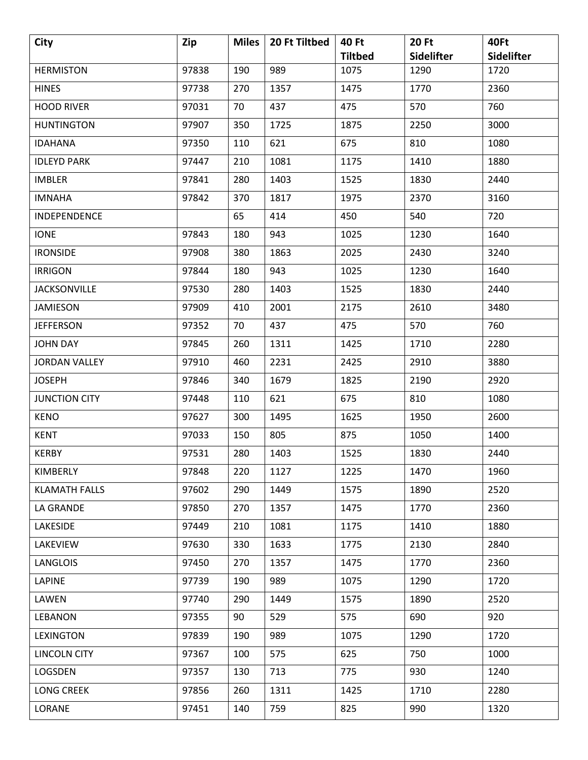| City | Zip | Miles | 20 Ft Tiltbed | 40 Ft Tiltbed | 20 Ft Sidelifter | 40Ft Sidelifter |
|---|---|---|---|---|---|---|
| HERMISTON | 97838 | 190 | 989 | 1075 | 1290 | 1720 |
| HINES | 97738 | 270 | 1357 | 1475 | 1770 | 2360 |
| HOOD RIVER | 97031 | 70 | 437 | 475 | 570 | 760 |
| HUNTINGTON | 97907 | 350 | 1725 | 1875 | 2250 | 3000 |
| IDAHANA | 97350 | 110 | 621 | 675 | 810 | 1080 |
| IDLEYD PARK | 97447 | 210 | 1081 | 1175 | 1410 | 1880 |
| IMBLER | 97841 | 280 | 1403 | 1525 | 1830 | 2440 |
| IMNAHA | 97842 | 370 | 1817 | 1975 | 2370 | 3160 |
| INDEPENDENCE | | 65 | 414 | 450 | 540 | 720 |
| IONE | 97843 | 180 | 943 | 1025 | 1230 | 1640 |
| IRONSIDE | 97908 | 380 | 1863 | 2025 | 2430 | 3240 |
| IRRIGON | 97844 | 180 | 943 | 1025 | 1230 | 1640 |
| JACKSONVILLE | 97530 | 280 | 1403 | 1525 | 1830 | 2440 |
| JAMIESON | 97909 | 410 | 2001 | 2175 | 2610 | 3480 |
| JEFFERSON | 97352 | 70 | 437 | 475 | 570 | 760 |
| JOHN DAY | 97845 | 260 | 1311 | 1425 | 1710 | 2280 |
| JORDAN VALLEY | 97910 | 460 | 2231 | 2425 | 2910 | 3880 |
| JOSEPH | 97846 | 340 | 1679 | 1825 | 2190 | 2920 |
| JUNCTION CITY | 97448 | 110 | 621 | 675 | 810 | 1080 |
| KENO | 97627 | 300 | 1495 | 1625 | 1950 | 2600 |
| KENT | 97033 | 150 | 805 | 875 | 1050 | 1400 |
| KERBY | 97531 | 280 | 1403 | 1525 | 1830 | 2440 |
| KIMBERLY | 97848 | 220 | 1127 | 1225 | 1470 | 1960 |
| KLAMATH FALLS | 97602 | 290 | 1449 | 1575 | 1890 | 2520 |
| LA GRANDE | 97850 | 270 | 1357 | 1475 | 1770 | 2360 |
| LAKESIDE | 97449 | 210 | 1081 | 1175 | 1410 | 1880 |
| LAKEVIEW | 97630 | 330 | 1633 | 1775 | 2130 | 2840 |
| LANGLOIS | 97450 | 270 | 1357 | 1475 | 1770 | 2360 |
| LAPINE | 97739 | 190 | 989 | 1075 | 1290 | 1720 |
| LAWEN | 97740 | 290 | 1449 | 1575 | 1890 | 2520 |
| LEBANON | 97355 | 90 | 529 | 575 | 690 | 920 |
| LEXINGTON | 97839 | 190 | 989 | 1075 | 1290 | 1720 |
| LINCOLN CITY | 97367 | 100 | 575 | 625 | 750 | 1000 |
| LOGSDEN | 97357 | 130 | 713 | 775 | 930 | 1240 |
| LONG CREEK | 97856 | 260 | 1311 | 1425 | 1710 | 2280 |
| LORANE | 97451 | 140 | 759 | 825 | 990 | 1320 |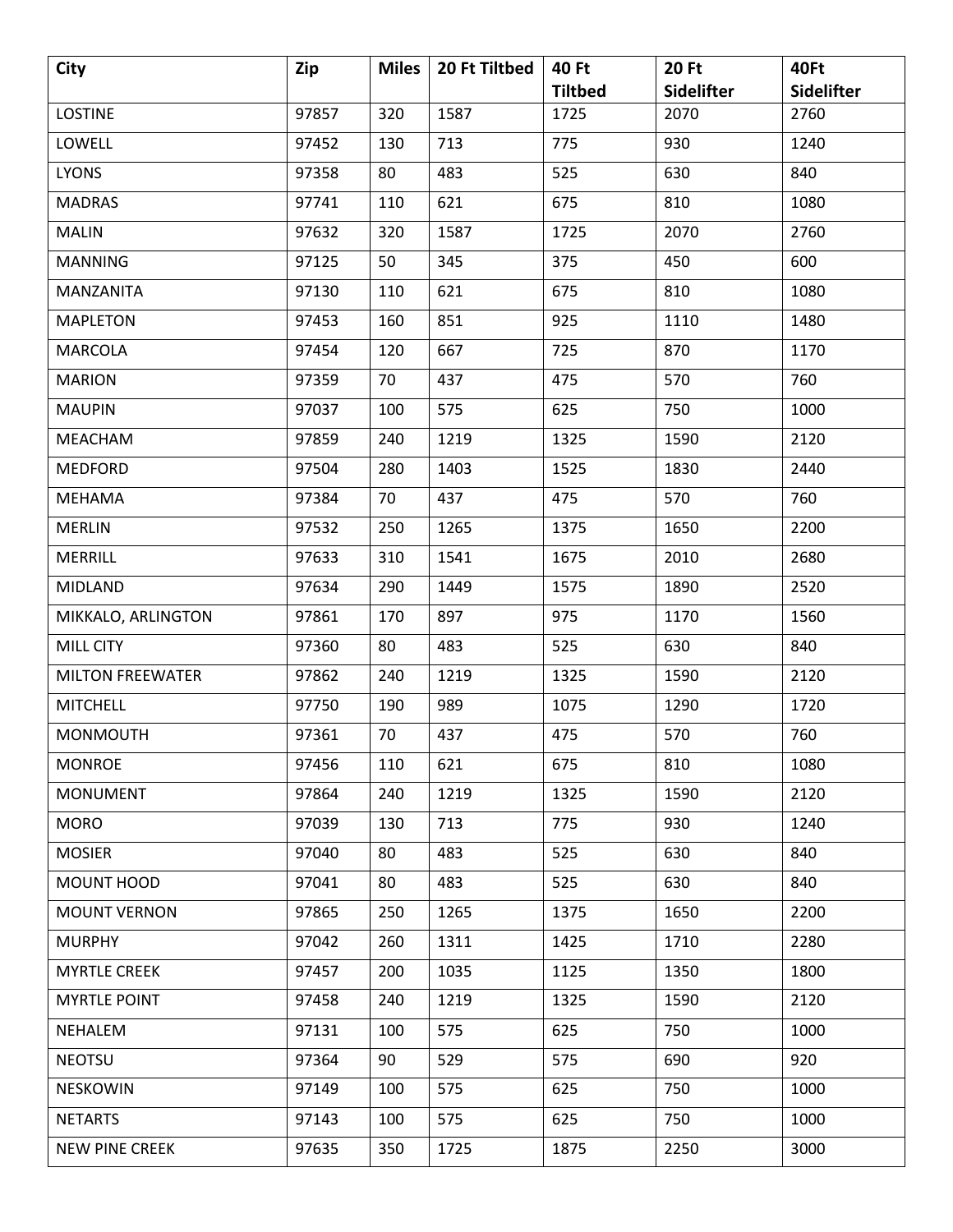| City | Zip | Miles | 20 Ft Tiltbed | 40 Ft Tiltbed | 20 Ft Sidelifter | 40Ft Sidelifter |
|---|---|---|---|---|---|---|
| LOSTINE | 97857 | 320 | 1587 | 1725 | 2070 | 2760 |
| LOWELL | 97452 | 130 | 713 | 775 | 930 | 1240 |
| LYONS | 97358 | 80 | 483 | 525 | 630 | 840 |
| MADRAS | 97741 | 110 | 621 | 675 | 810 | 1080 |
| MALIN | 97632 | 320 | 1587 | 1725 | 2070 | 2760 |
| MANNING | 97125 | 50 | 345 | 375 | 450 | 600 |
| MANZANITA | 97130 | 110 | 621 | 675 | 810 | 1080 |
| MAPLETON | 97453 | 160 | 851 | 925 | 1110 | 1480 |
| MARCOLA | 97454 | 120 | 667 | 725 | 870 | 1170 |
| MARION | 97359 | 70 | 437 | 475 | 570 | 760 |
| MAUPIN | 97037 | 100 | 575 | 625 | 750 | 1000 |
| MEACHAM | 97859 | 240 | 1219 | 1325 | 1590 | 2120 |
| MEDFORD | 97504 | 280 | 1403 | 1525 | 1830 | 2440 |
| MEHAMA | 97384 | 70 | 437 | 475 | 570 | 760 |
| MERLIN | 97532 | 250 | 1265 | 1375 | 1650 | 2200 |
| MERRILL | 97633 | 310 | 1541 | 1675 | 2010 | 2680 |
| MIDLAND | 97634 | 290 | 1449 | 1575 | 1890 | 2520 |
| MIKKALO, ARLINGTON | 97861 | 170 | 897 | 975 | 1170 | 1560 |
| MILL CITY | 97360 | 80 | 483 | 525 | 630 | 840 |
| MILTON FREEWATER | 97862 | 240 | 1219 | 1325 | 1590 | 2120 |
| MITCHELL | 97750 | 190 | 989 | 1075 | 1290 | 1720 |
| MONMOUTH | 97361 | 70 | 437 | 475 | 570 | 760 |
| MONROE | 97456 | 110 | 621 | 675 | 810 | 1080 |
| MONUMENT | 97864 | 240 | 1219 | 1325 | 1590 | 2120 |
| MORO | 97039 | 130 | 713 | 775 | 930 | 1240 |
| MOSIER | 97040 | 80 | 483 | 525 | 630 | 840 |
| MOUNT HOOD | 97041 | 80 | 483 | 525 | 630 | 840 |
| MOUNT VERNON | 97865 | 250 | 1265 | 1375 | 1650 | 2200 |
| MURPHY | 97042 | 260 | 1311 | 1425 | 1710 | 2280 |
| MYRTLE CREEK | 97457 | 200 | 1035 | 1125 | 1350 | 1800 |
| MYRTLE POINT | 97458 | 240 | 1219 | 1325 | 1590 | 2120 |
| NEHALEM | 97131 | 100 | 575 | 625 | 750 | 1000 |
| NEOTSU | 97364 | 90 | 529 | 575 | 690 | 920 |
| NESKOWIN | 97149 | 100 | 575 | 625 | 750 | 1000 |
| NETARTS | 97143 | 100 | 575 | 625 | 750 | 1000 |
| NEW PINE CREEK | 97635 | 350 | 1725 | 1875 | 2250 | 3000 |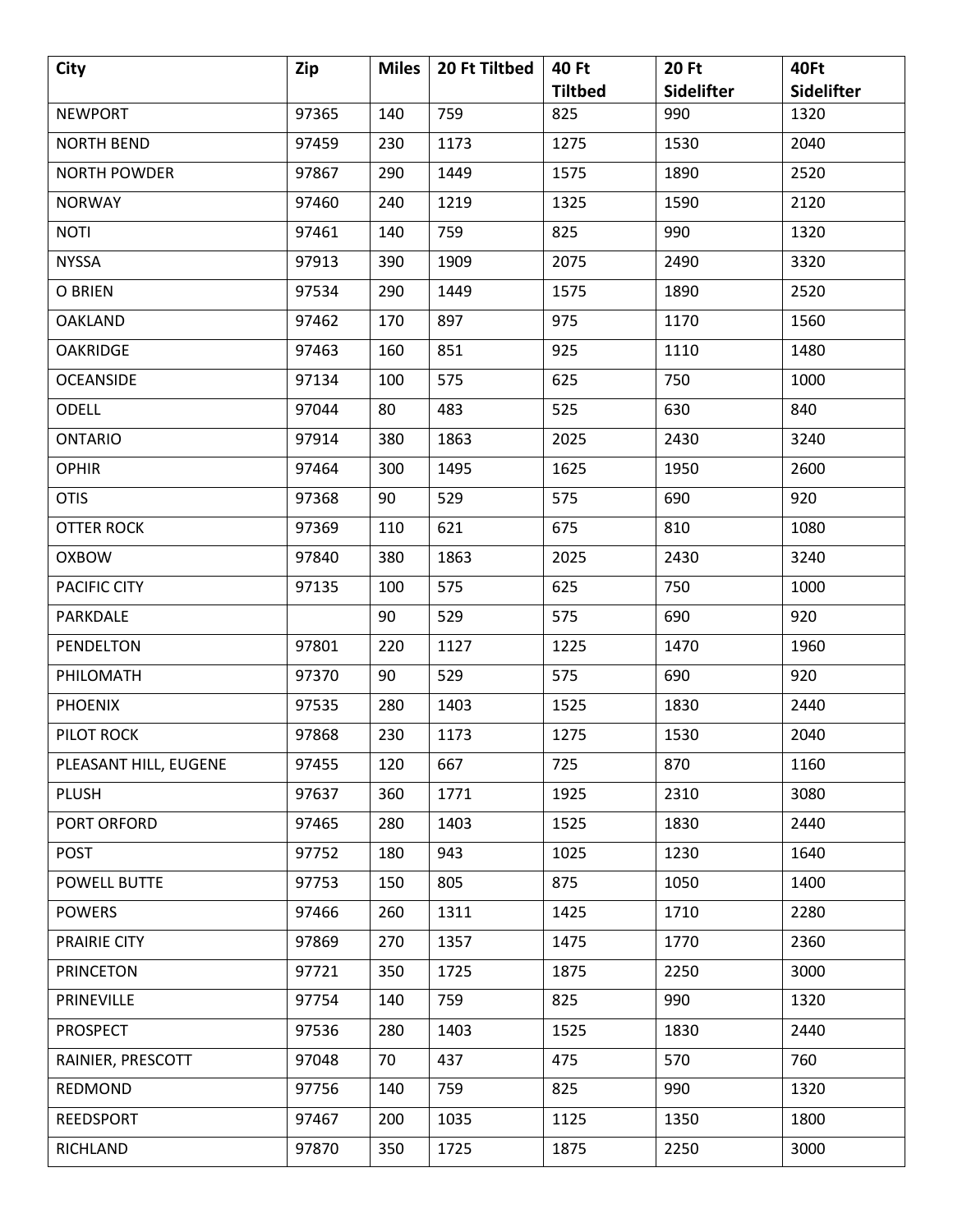| City | Zip | Miles | 20 Ft Tiltbed | 40 Ft Tiltbed | 20 Ft Sidelifter | 40Ft Sidelifter |
|---|---|---|---|---|---|---|
| NEWPORT | 97365 | 140 | 759 | 825 | 990 | 1320 |
| NORTH BEND | 97459 | 230 | 1173 | 1275 | 1530 | 2040 |
| NORTH POWDER | 97867 | 290 | 1449 | 1575 | 1890 | 2520 |
| NORWAY | 97460 | 240 | 1219 | 1325 | 1590 | 2120 |
| NOTI | 97461 | 140 | 759 | 825 | 990 | 1320 |
| NYSSA | 97913 | 390 | 1909 | 2075 | 2490 | 3320 |
| O BRIEN | 97534 | 290 | 1449 | 1575 | 1890 | 2520 |
| OAKLAND | 97462 | 170 | 897 | 975 | 1170 | 1560 |
| OAKRIDGE | 97463 | 160 | 851 | 925 | 1110 | 1480 |
| OCEANSIDE | 97134 | 100 | 575 | 625 | 750 | 1000 |
| ODELL | 97044 | 80 | 483 | 525 | 630 | 840 |
| ONTARIO | 97914 | 380 | 1863 | 2025 | 2430 | 3240 |
| OPHIR | 97464 | 300 | 1495 | 1625 | 1950 | 2600 |
| OTIS | 97368 | 90 | 529 | 575 | 690 | 920 |
| OTTER ROCK | 97369 | 110 | 621 | 675 | 810 | 1080 |
| OXBOW | 97840 | 380 | 1863 | 2025 | 2430 | 3240 |
| PACIFIC CITY | 97135 | 100 | 575 | 625 | 750 | 1000 |
| PARKDALE | | 90 | 529 | 575 | 690 | 920 |
| PENDELTON | 97801 | 220 | 1127 | 1225 | 1470 | 1960 |
| PHILOMATH | 97370 | 90 | 529 | 575 | 690 | 920 |
| PHOENIX | 97535 | 280 | 1403 | 1525 | 1830 | 2440 |
| PILOT ROCK | 97868 | 230 | 1173 | 1275 | 1530 | 2040 |
| PLEASANT HILL, EUGENE | 97455 | 120 | 667 | 725 | 870 | 1160 |
| PLUSH | 97637 | 360 | 1771 | 1925 | 2310 | 3080 |
| PORT ORFORD | 97465 | 280 | 1403 | 1525 | 1830 | 2440 |
| POST | 97752 | 180 | 943 | 1025 | 1230 | 1640 |
| POWELL BUTTE | 97753 | 150 | 805 | 875 | 1050 | 1400 |
| POWERS | 97466 | 260 | 1311 | 1425 | 1710 | 2280 |
| PRAIRIE CITY | 97869 | 270 | 1357 | 1475 | 1770 | 2360 |
| PRINCETON | 97721 | 350 | 1725 | 1875 | 2250 | 3000 |
| PRINEVILLE | 97754 | 140 | 759 | 825 | 990 | 1320 |
| PROSPECT | 97536 | 280 | 1403 | 1525 | 1830 | 2440 |
| RAINIER, PRESCOTT | 97048 | 70 | 437 | 475 | 570 | 760 |
| REDMOND | 97756 | 140 | 759 | 825 | 990 | 1320 |
| REEDSPORT | 97467 | 200 | 1035 | 1125 | 1350 | 1800 |
| RICHLAND | 97870 | 350 | 1725 | 1875 | 2250 | 3000 |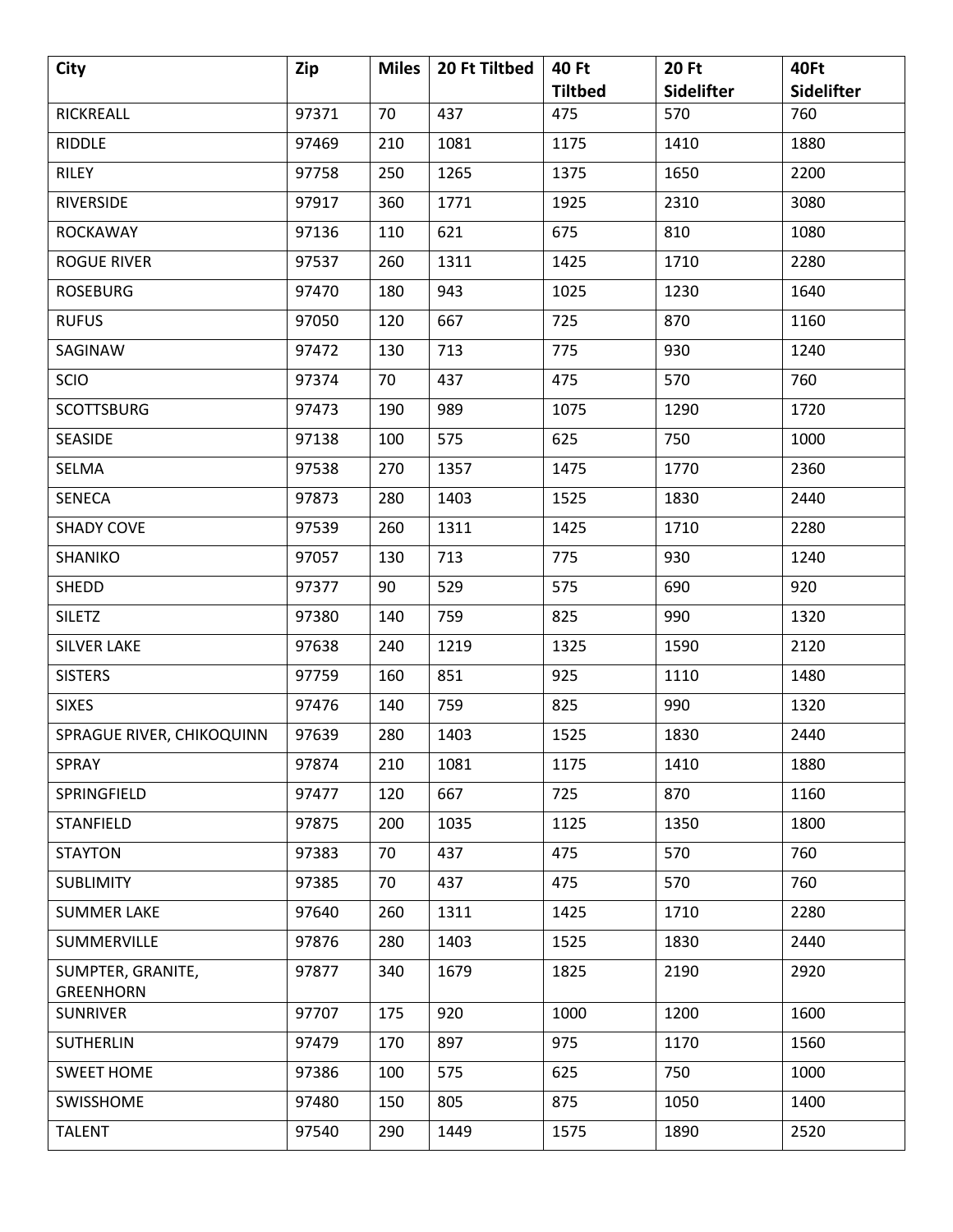| City | Zip | Miles | 20 Ft Tiltbed | 40 Ft Tiltbed | 20 Ft Sidelifter | 40Ft Sidelifter |
|---|---|---|---|---|---|---|
| RICKREALL | 97371 | 70 | 437 | 475 | 570 | 760 |
| RIDDLE | 97469 | 210 | 1081 | 1175 | 1410 | 1880 |
| RILEY | 97758 | 250 | 1265 | 1375 | 1650 | 2200 |
| RIVERSIDE | 97917 | 360 | 1771 | 1925 | 2310 | 3080 |
| ROCKAWAY | 97136 | 110 | 621 | 675 | 810 | 1080 |
| ROGUE RIVER | 97537 | 260 | 1311 | 1425 | 1710 | 2280 |
| ROSEBURG | 97470 | 180 | 943 | 1025 | 1230 | 1640 |
| RUFUS | 97050 | 120 | 667 | 725 | 870 | 1160 |
| SAGINAW | 97472 | 130 | 713 | 775 | 930 | 1240 |
| SCIO | 97374 | 70 | 437 | 475 | 570 | 760 |
| SCOTTSBURG | 97473 | 190 | 989 | 1075 | 1290 | 1720 |
| SEASIDE | 97138 | 100 | 575 | 625 | 750 | 1000 |
| SELMA | 97538 | 270 | 1357 | 1475 | 1770 | 2360 |
| SENECA | 97873 | 280 | 1403 | 1525 | 1830 | 2440 |
| SHADY COVE | 97539 | 260 | 1311 | 1425 | 1710 | 2280 |
| SHANIKO | 97057 | 130 | 713 | 775 | 930 | 1240 |
| SHEDD | 97377 | 90 | 529 | 575 | 690 | 920 |
| SILETZ | 97380 | 140 | 759 | 825 | 990 | 1320 |
| SILVER LAKE | 97638 | 240 | 1219 | 1325 | 1590 | 2120 |
| SISTERS | 97759 | 160 | 851 | 925 | 1110 | 1480 |
| SIXES | 97476 | 140 | 759 | 825 | 990 | 1320 |
| SPRAGUE RIVER, CHIKOQUINN | 97639 | 280 | 1403 | 1525 | 1830 | 2440 |
| SPRAY | 97874 | 210 | 1081 | 1175 | 1410 | 1880 |
| SPRINGFIELD | 97477 | 120 | 667 | 725 | 870 | 1160 |
| STANFIELD | 97875 | 200 | 1035 | 1125 | 1350 | 1800 |
| STAYTON | 97383 | 70 | 437 | 475 | 570 | 760 |
| SUBLIMITY | 97385 | 70 | 437 | 475 | 570 | 760 |
| SUMMER LAKE | 97640 | 260 | 1311 | 1425 | 1710 | 2280 |
| SUMMERVILLE | 97876 | 280 | 1403 | 1525 | 1830 | 2440 |
| SUMPTER, GRANITE, GREENHORN | 97877 | 340 | 1679 | 1825 | 2190 | 2920 |
| SUNRIVER | 97707 | 175 | 920 | 1000 | 1200 | 1600 |
| SUTHERLIN | 97479 | 170 | 897 | 975 | 1170 | 1560 |
| SWEET HOME | 97386 | 100 | 575 | 625 | 750 | 1000 |
| SWISSHOME | 97480 | 150 | 805 | 875 | 1050 | 1400 |
| TALENT | 97540 | 290 | 1449 | 1575 | 1890 | 2520 |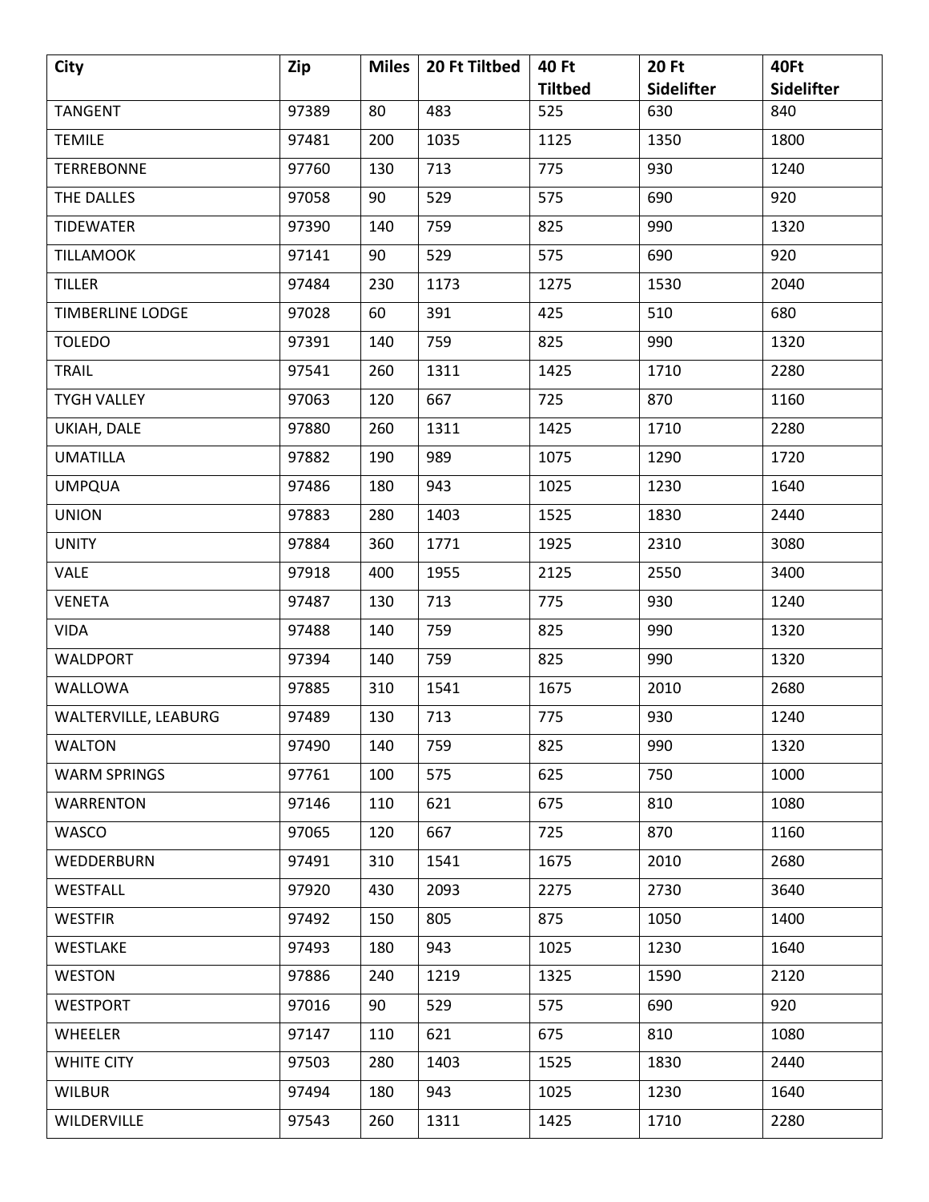| City | Zip | Miles | 20 Ft Tiltbed | 40 Ft Tiltbed | 20 Ft Sidelifter | 40Ft Sidelifter |
|---|---|---|---|---|---|---|
| TANGENT | 97389 | 80 | 483 | 525 | 630 | 840 |
| TEMILE | 97481 | 200 | 1035 | 1125 | 1350 | 1800 |
| TERREBONNE | 97760 | 130 | 713 | 775 | 930 | 1240 |
| THE DALLES | 97058 | 90 | 529 | 575 | 690 | 920 |
| TIDEWATER | 97390 | 140 | 759 | 825 | 990 | 1320 |
| TILLAMOOK | 97141 | 90 | 529 | 575 | 690 | 920 |
| TILLER | 97484 | 230 | 1173 | 1275 | 1530 | 2040 |
| TIMBERLINE LODGE | 97028 | 60 | 391 | 425 | 510 | 680 |
| TOLEDO | 97391 | 140 | 759 | 825 | 990 | 1320 |
| TRAIL | 97541 | 260 | 1311 | 1425 | 1710 | 2280 |
| TYGH VALLEY | 97063 | 120 | 667 | 725 | 870 | 1160 |
| UKIAH, DALE | 97880 | 260 | 1311 | 1425 | 1710 | 2280 |
| UMATILLA | 97882 | 190 | 989 | 1075 | 1290 | 1720 |
| UMPQUA | 97486 | 180 | 943 | 1025 | 1230 | 1640 |
| UNION | 97883 | 280 | 1403 | 1525 | 1830 | 2440 |
| UNITY | 97884 | 360 | 1771 | 1925 | 2310 | 3080 |
| VALE | 97918 | 400 | 1955 | 2125 | 2550 | 3400 |
| VENETA | 97487 | 130 | 713 | 775 | 930 | 1240 |
| VIDA | 97488 | 140 | 759 | 825 | 990 | 1320 |
| WALDPORT | 97394 | 140 | 759 | 825 | 990 | 1320 |
| WALLOWA | 97885 | 310 | 1541 | 1675 | 2010 | 2680 |
| WALTERVILLE, LEABURG | 97489 | 130 | 713 | 775 | 930 | 1240 |
| WALTON | 97490 | 140 | 759 | 825 | 990 | 1320 |
| WARM SPRINGS | 97761 | 100 | 575 | 625 | 750 | 1000 |
| WARRENTON | 97146 | 110 | 621 | 675 | 810 | 1080 |
| WASCO | 97065 | 120 | 667 | 725 | 870 | 1160 |
| WEDDERBURN | 97491 | 310 | 1541 | 1675 | 2010 | 2680 |
| WESTFALL | 97920 | 430 | 2093 | 2275 | 2730 | 3640 |
| WESTFIR | 97492 | 150 | 805 | 875 | 1050 | 1400 |
| WESTLAKE | 97493 | 180 | 943 | 1025 | 1230 | 1640 |
| WESTON | 97886 | 240 | 1219 | 1325 | 1590 | 2120 |
| WESTPORT | 97016 | 90 | 529 | 575 | 690 | 920 |
| WHEELER | 97147 | 110 | 621 | 675 | 810 | 1080 |
| WHITE CITY | 97503 | 280 | 1403 | 1525 | 1830 | 2440 |
| WILBUR | 97494 | 180 | 943 | 1025 | 1230 | 1640 |
| WILDERVILLE | 97543 | 260 | 1311 | 1425 | 1710 | 2280 |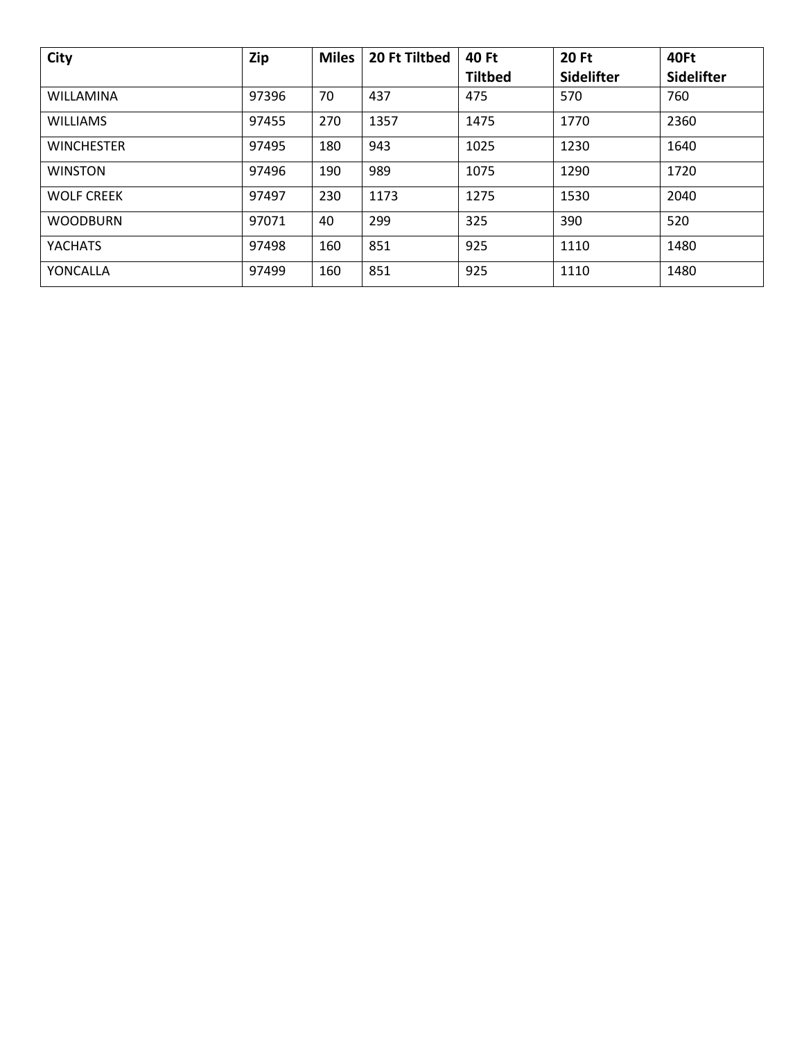| City | Zip | Miles | 20 Ft Tiltbed | 40 Ft Tiltbed | 20 Ft Sidelifter | 40Ft Sidelifter |
|---|---|---|---|---|---|---|
| WILLAMINA | 97396 | 70 | 437 | 475 | 570 | 760 |
| WILLIAMS | 97455 | 270 | 1357 | 1475 | 1770 | 2360 |
| WINCHESTER | 97495 | 180 | 943 | 1025 | 1230 | 1640 |
| WINSTON | 97496 | 190 | 989 | 1075 | 1290 | 1720 |
| WOLF CREEK | 97497 | 230 | 1173 | 1275 | 1530 | 2040 |
| WOODBURN | 97071 | 40 | 299 | 325 | 390 | 520 |
| YACHATS | 97498 | 160 | 851 | 925 | 1110 | 1480 |
| YONCALLA | 97499 | 160 | 851 | 925 | 1110 | 1480 |